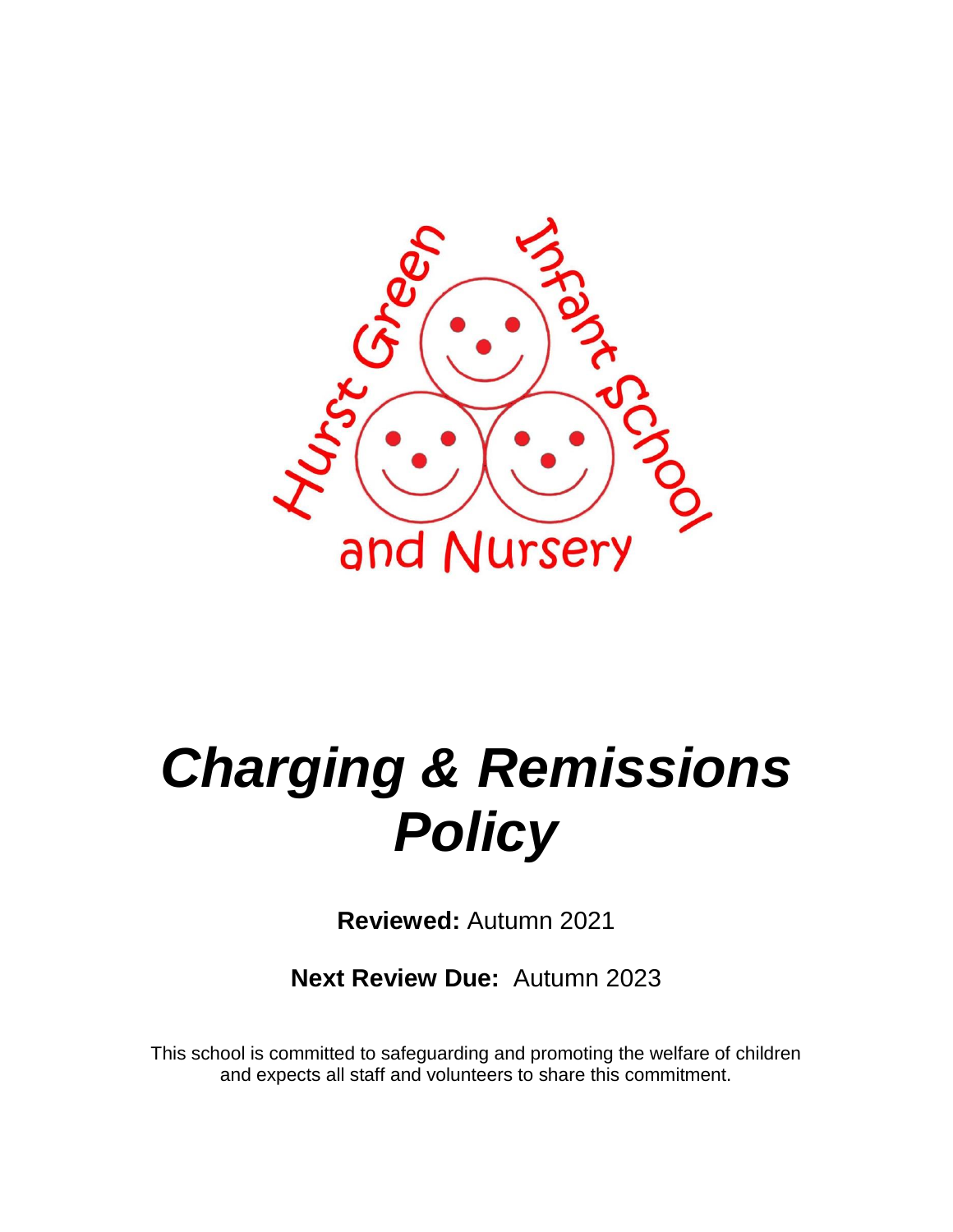Hurst Green Infant School and Nursery

# *Charging & Remissions Policy*

**Reviewed:** Autumn 2021

**Next Review Due:** Autumn 2023

This school is committed to safeguarding and promoting the welfare of children and expects all staff and volunteers to share this commitment.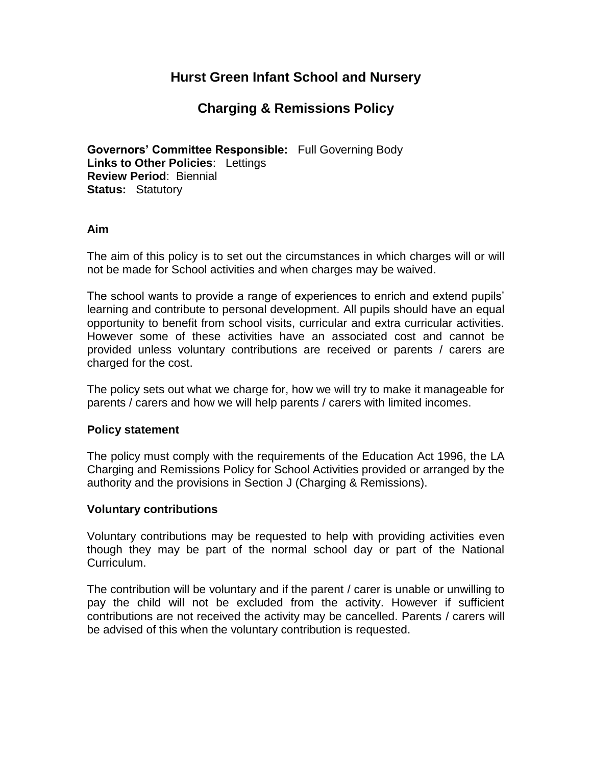# Hurst Green Infant School and Nursery

## Charging & Remissions Policy

**Governors' Committee Responsible:** Full Governing Body
**Links to Other Policies**: Lettings
**Review Period**: Biennial
**Status:** Statutory

### Aim

The aim of this policy is to set out the circumstances in which charges will or will not be made for School activities and when charges may be waived.

The school wants to provide a range of experiences to enrich and extend pupils' learning and contribute to personal development. All pupils should have an equal opportunity to benefit from school visits, curricular and extra curricular activities. However some of these activities have an associated cost and cannot be provided unless voluntary contributions are received or parents / carers are charged for the cost.

The policy sets out what we charge for, how we will try to make it manageable for parents / carers and how we will help parents / carers with limited incomes.

### Policy statement

The policy must comply with the requirements of the Education Act 1996, the LA Charging and Remissions Policy for School Activities provided or arranged by the authority and the provisions in Section J (Charging & Remissions).

### Voluntary contributions

Voluntary contributions may be requested to help with providing activities even though they may be part of the normal school day or part of the National Curriculum.

The contribution will be voluntary and if the parent / carer is unable or unwilling to pay the child will not be excluded from the activity. However if sufficient contributions are not received the activity may be cancelled. Parents / carers will be advised of this when the voluntary contribution is requested.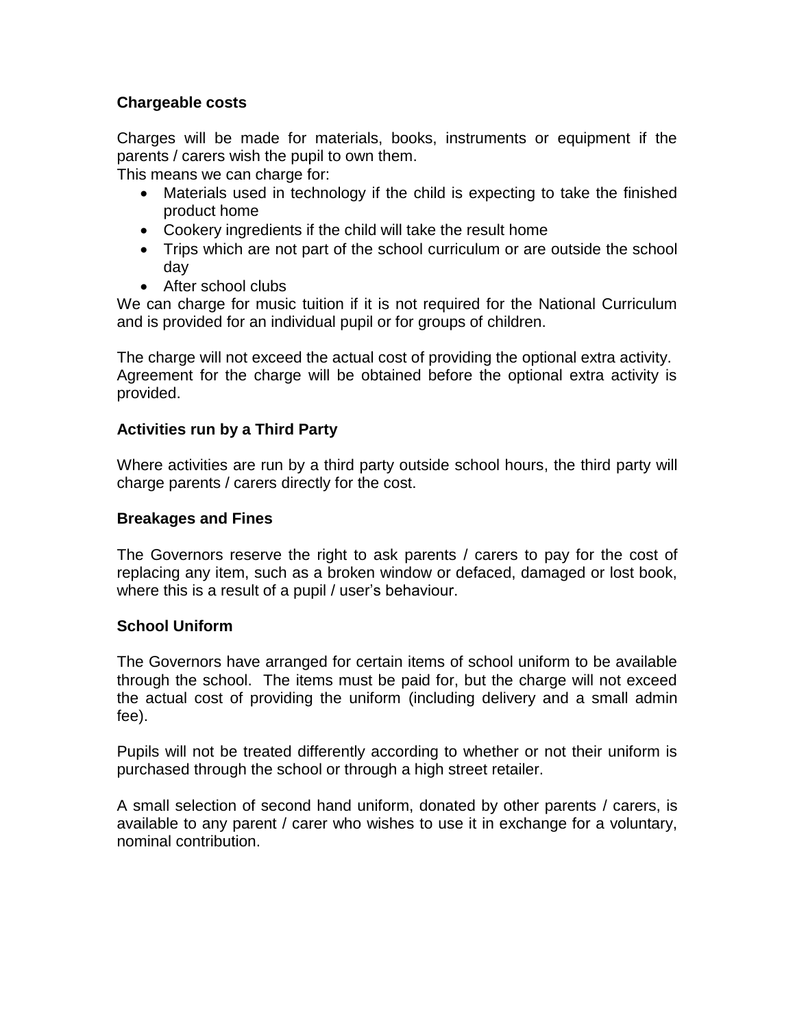**Chargeable costs**

Charges will be made for materials, books, instruments or equipment if the parents / carers wish the pupil to own them.
This means we can charge for:

- Materials used in technology if the child is expecting to take the finished product home
- Cookery ingredients if the child will take the result home
- Trips which are not part of the school curriculum or are outside the school day
- After school clubs

We can charge for music tuition if it is not required for the National Curriculum and is provided for an individual pupil or for groups of children.

The charge will not exceed the actual cost of providing the optional extra activity.
Agreement for the charge will be obtained before the optional extra activity is provided.

**Activities run by a Third Party**

Where activities are run by a third party outside school hours, the third party will charge parents / carers directly for the cost.

**Breakages and Fines**

The Governors reserve the right to ask parents / carers to pay for the cost of replacing any item, such as a broken window or defaced, damaged or lost book, where this is a result of a pupil / user's behaviour.

**School Uniform**

The Governors have arranged for certain items of school uniform to be available through the school. The items must be paid for, but the charge will not exceed the actual cost of providing the uniform (including delivery and a small admin fee).

Pupils will not be treated differently according to whether or not their uniform is purchased through the school or through a high street retailer.

A small selection of second hand uniform, donated by other parents / carers, is available to any parent / carer who wishes to use it in exchange for a voluntary, nominal contribution.